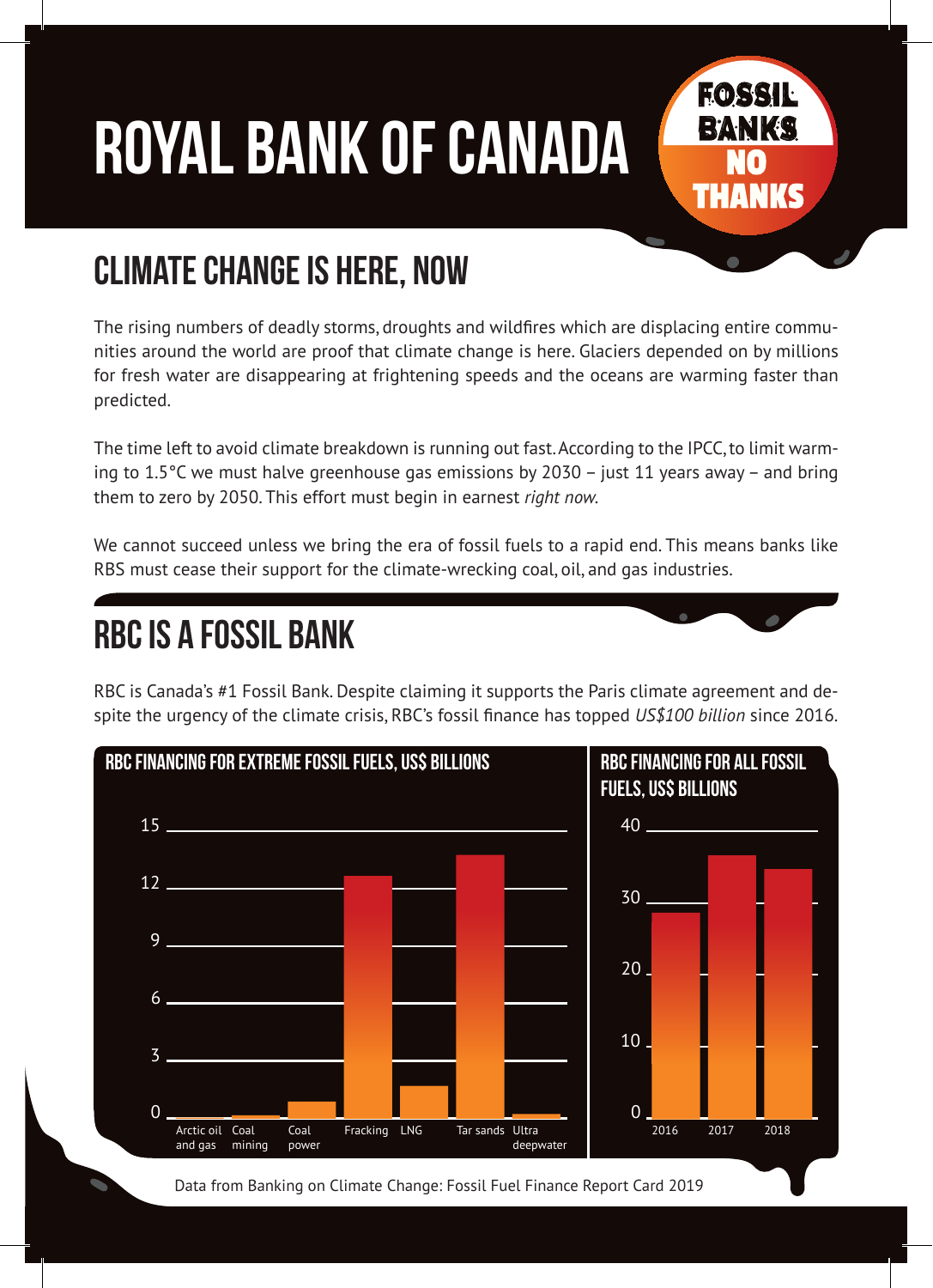# ROYAL BANK OF CANADA

FOSSIL BANKS NO THANKS

## CLIMATE CHANGE IS HERE, NOW

The rising numbers of deadly storms, droughts and wildfires which are displacing entire communities around the world are proof that climate change is here. Glaciers depended on by millions for fresh water are disappearing at frightening speeds and the oceans are warming faster than predicted.

The time left to avoid climate breakdown is running out fast. According to the IPCC, to limit warming to 1.5°C we must halve greenhouse gas emissions by 2030 – just 11 years away – and bring them to zero by 2050. This effort must begin in earnest *right now*.

We cannot succeed unless we bring the era of fossil fuels to a rapid end. This means banks like RBS must cease their support for the climate-wrecking coal, oil, and gas industries.

## RBC IS A FOSSIL BANK

RBC is Canada's #1 Fossil Bank. Despite claiming it supports the Paris climate agreement and despite the urgency of the climate crisis, RBC's fossil finance has topped *US$100 billion* since 2016.

RBC FINANCING FOR EXTREME FOSSIL FUELS, US$ BILLIONS

15
12
9
6
3
0

Arctic oil and gas
Coal mining
Coal power
Fracking
LNG
Tar sands
Ultra deepwater

RBC FINANCING FOR ALL FOSSIL FUELS, US$ BILLIONS

40
30
20
10
0

2016
2017
2018

Data from Banking on Climate Change: Fossil Fuel Finance Report Card 2019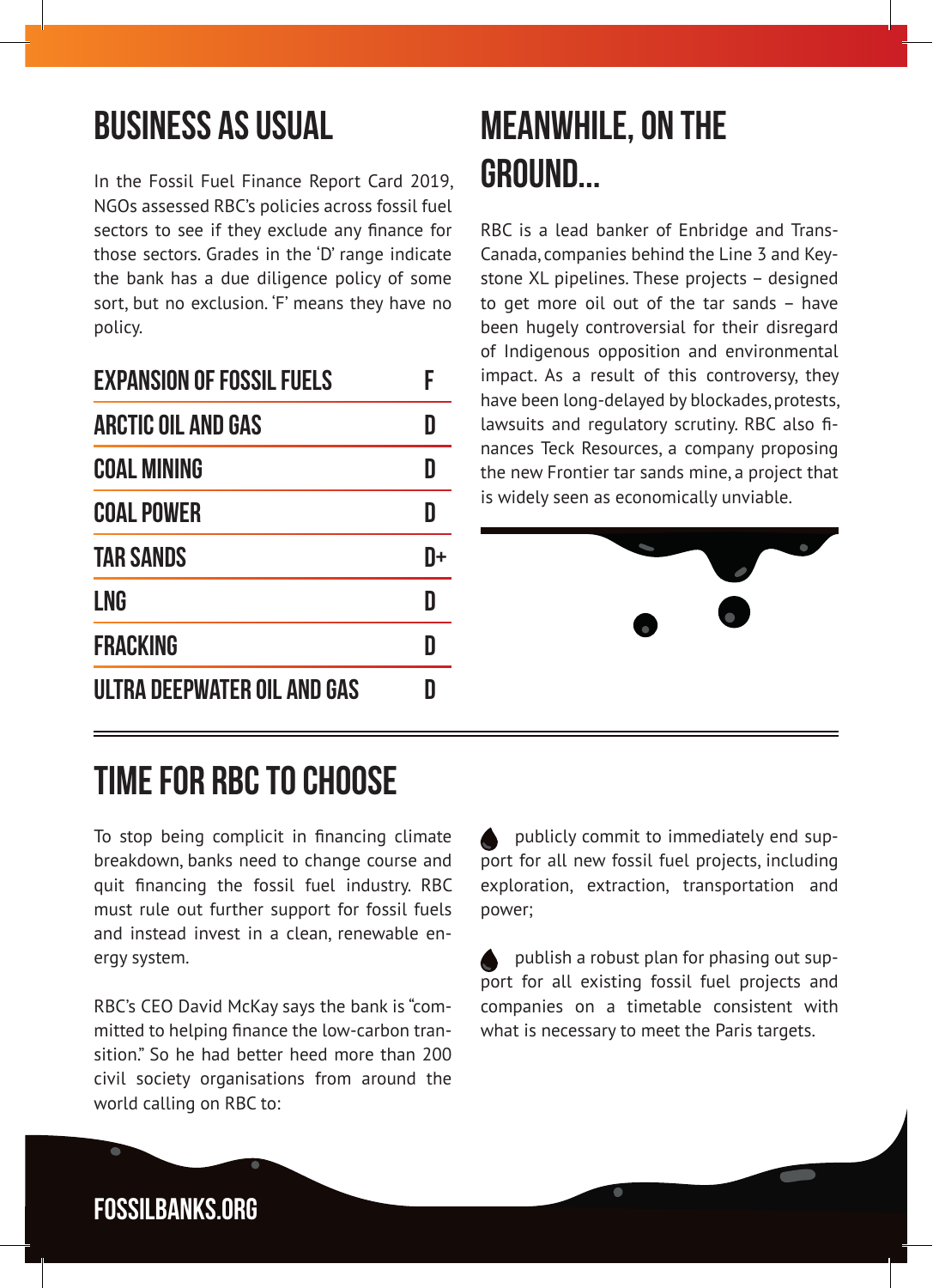## BUSINESS AS USUAL

In the Fossil Fuel Finance Report Card 2019, NGOs assessed RBC's policies across fossil fuel sectors to see if they exclude any finance for those sectors. Grades in the 'D' range indicate the bank has a due diligence policy of some sort, but no exclusion. 'F' means they have no policy.

| | |
|---|---|
| EXPANSION OF FOSSIL FUELS | F |
| ARCTIC OIL AND GAS | D |
| COAL MINING | D |
| COAL POWER | D |
| TAR SANDS | D+ |
| LNG | D |
| FRACKING | D |
| ULTRA DEEPWATER OIL AND GAS | D |

## MEANWHILE, ON THE GROUND...

RBC is a lead banker of Enbridge and TransCanada, companies behind the Line 3 and Keystone XL pipelines. These projects – designed to get more oil out of the tar sands – have been hugely controversial for their disregard of Indigenous opposition and environmental impact. As a result of this controversy, they have been long-delayed by blockades, protests, lawsuits and regulatory scrutiny. RBC also finances Teck Resources, a company proposing the new Frontier tar sands mine, a project that is widely seen as economically unviable.

## TIME FOR RBC TO CHOOSE

To stop being complicit in financing climate breakdown, banks need to change course and quit financing the fossil fuel industry. RBC must rule out further support for fossil fuels and instead invest in a clean, renewable energy system.

RBC's CEO David McKay says the bank is "committed to helping finance the low-carbon transition." So he had better heed more than 200 civil society organisations from around the world calling on RBC to:

- publicly commit to immediately end support for all new fossil fuel projects, including exploration, extraction, transportation and power;
- publish a robust plan for phasing out support for all existing fossil fuel projects and companies on a timetable consistent with what is necessary to meet the Paris targets.

FOSSILBANKS.ORG